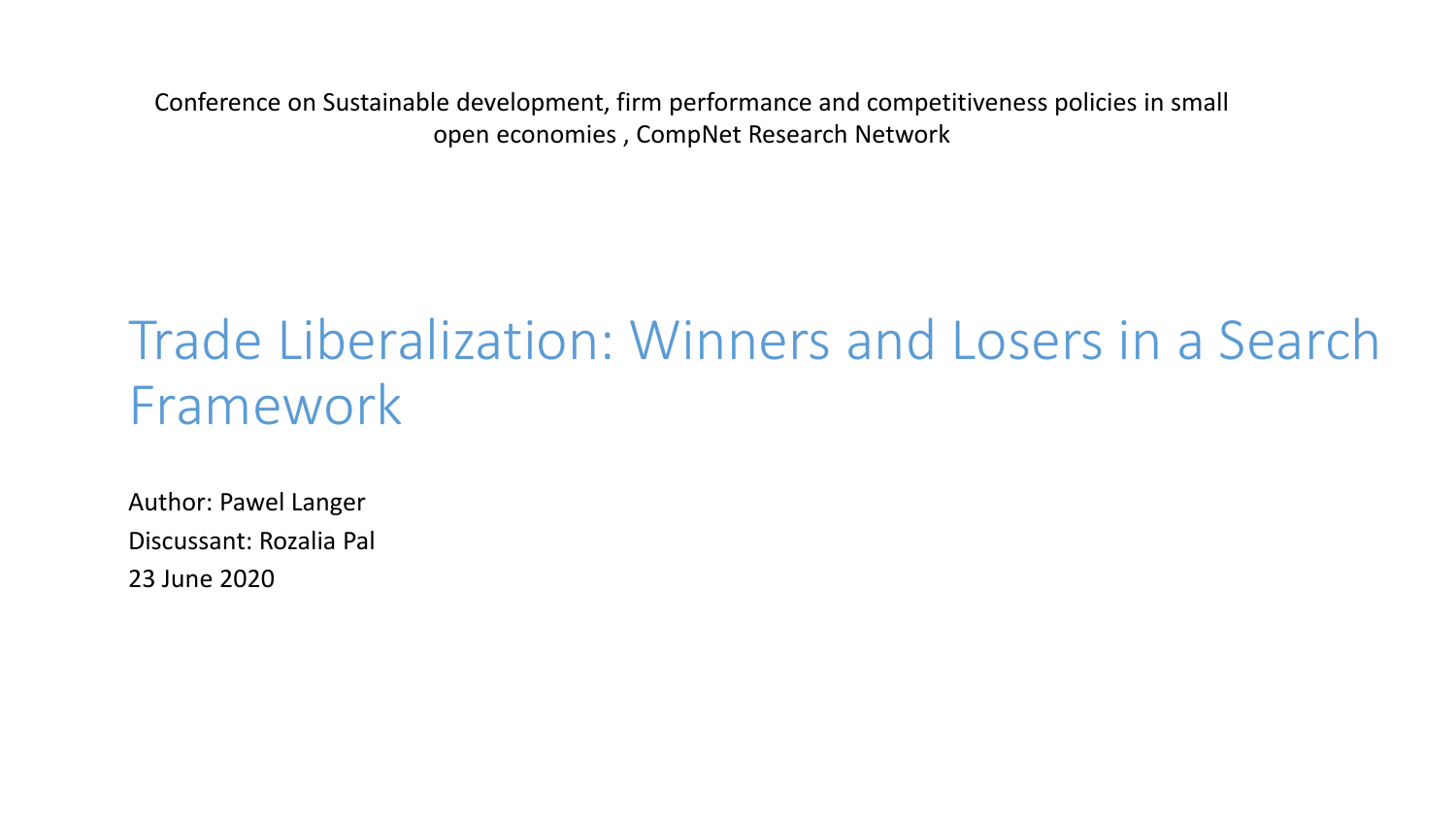Conference on Sustainable development, firm performance and competitiveness policies in small open economies , CompNet Research Network

# Trade Liberalization: Winners and Losers in a Search Framework

Author: Pawel Langer

Discussant: Rozalia Pal

23 June 2020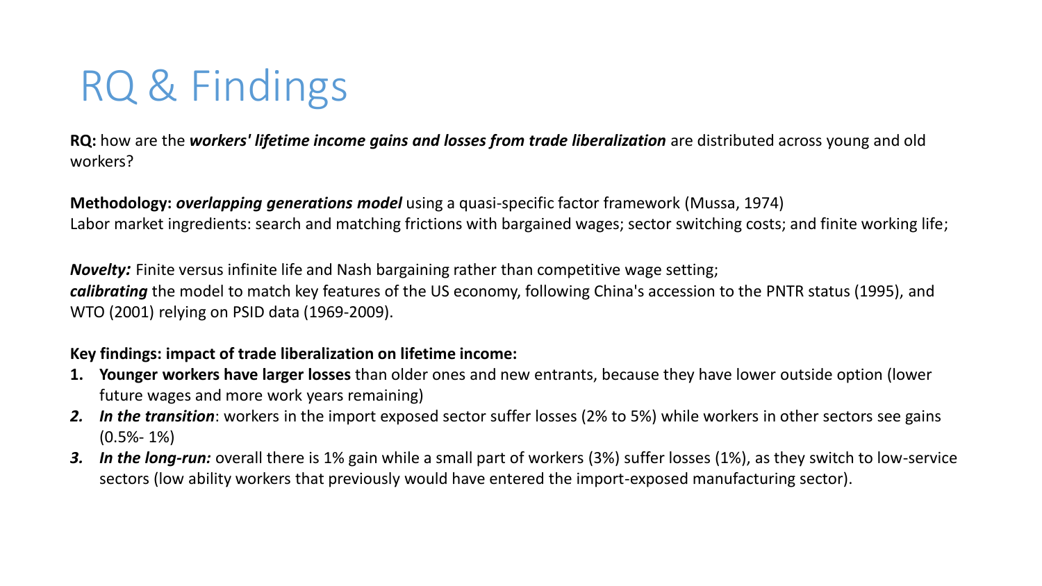# RQ & Findings

**RQ:** how are the ***workers' lifetime income gains and losses from trade liberalization*** are distributed across young and old workers?

**Methodology:** ***overlapping generations model*** using a quasi-specific factor framework (Mussa, 1974)
Labor market ingredients: search and matching frictions with bargained wages; sector switching costs; and finite working life;

***Novelty:*** Finite versus infinite life and Nash bargaining rather than competitive wage setting;
***calibrating*** the model to match key features of the US economy, following China's accession to the PNTR status (1995), and WTO (2001) relying on PSID data (1969-2009).

**Key findings: impact of trade liberalization on lifetime income:**

1. **Younger workers have larger losses** than older ones and new entrants, because they have lower outside option (lower future wages and more work years remaining)
2. ***In the transition***: workers in the import exposed sector suffer losses (2% to 5%) while workers in other sectors see gains (0.5%- 1%)
3. ***In the long-run:*** overall there is 1% gain while a small part of workers (3%) suffer losses (1%), as they switch to low-service sectors (low ability workers that previously would have entered the import-exposed manufacturing sector).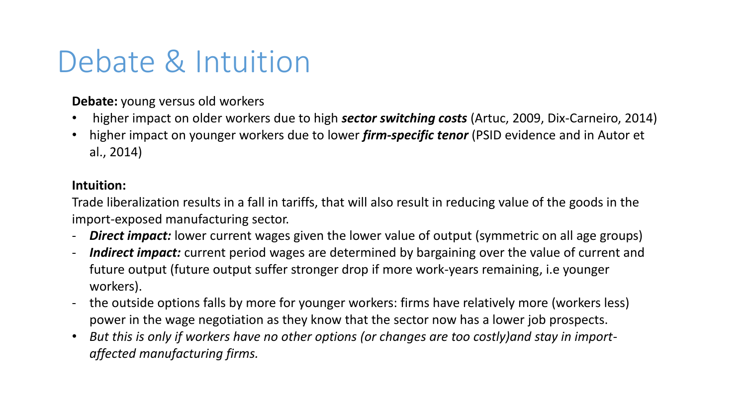# Debate & Intuition

**Debate:** young versus old workers

- higher impact on older workers due to high ***sector switching costs*** (Artuc, 2009, Dix-Carneiro, 2014)
- higher impact on younger workers due to lower ***firm-specific tenor*** (PSID evidence and in Autor et al., 2014)

**Intuition:**

Trade liberalization results in a fall in tariffs, that will also result in reducing value of the goods in the import-exposed manufacturing sector.

- ***Direct impact:*** lower current wages given the lower value of output (symmetric on all age groups)
- ***Indirect impact:*** current period wages are determined by bargaining over the value of current and future output (future output suffer stronger drop if more work-years remaining, i.e younger workers).
- the outside options falls by more for younger workers: firms have relatively more (workers less) power in the wage negotiation as they know that the sector now has a lower job prospects.

- *But this is only if workers have no other options (or changes are too costly)and stay in import-affected manufacturing firms.*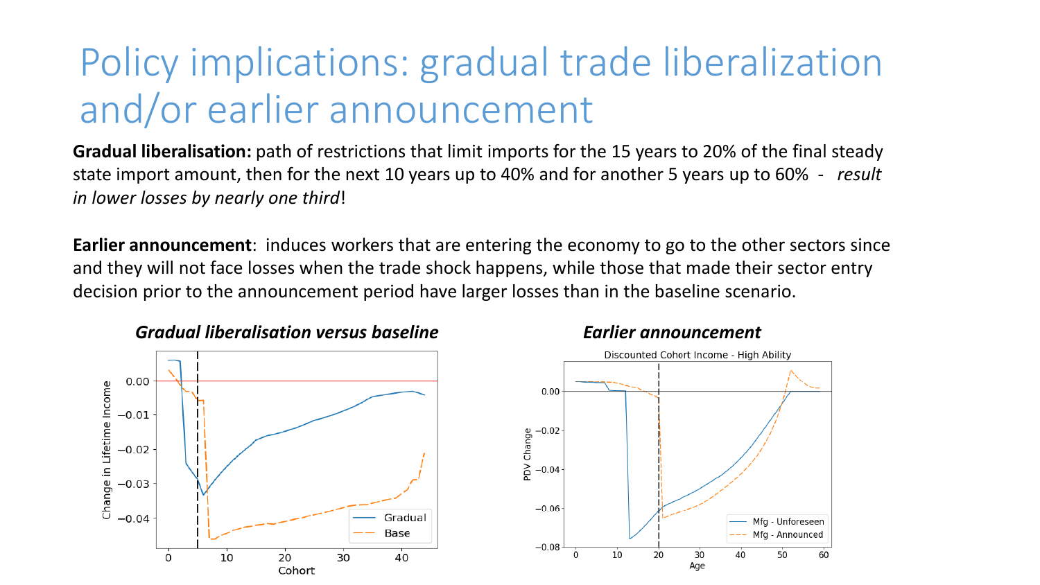# Policy implications: gradual trade liberalization and/or earlier announcement

**Gradual liberalisation:** path of restrictions that limit imports for the 15 years to 20% of the final steady state import amount, then for the next 10 years up to 40% and for another 5 years up to 60% - *result in lower losses by nearly one third*!

**Earlier announcement**: induces workers that are entering the economy to go to the other sectors since and they will not face losses when the trade shock happens, while those that made their sector entry decision prior to the announcement period have larger losses than in the baseline scenario.

***Gradual liberalisation versus baseline***

***Earlier announcement***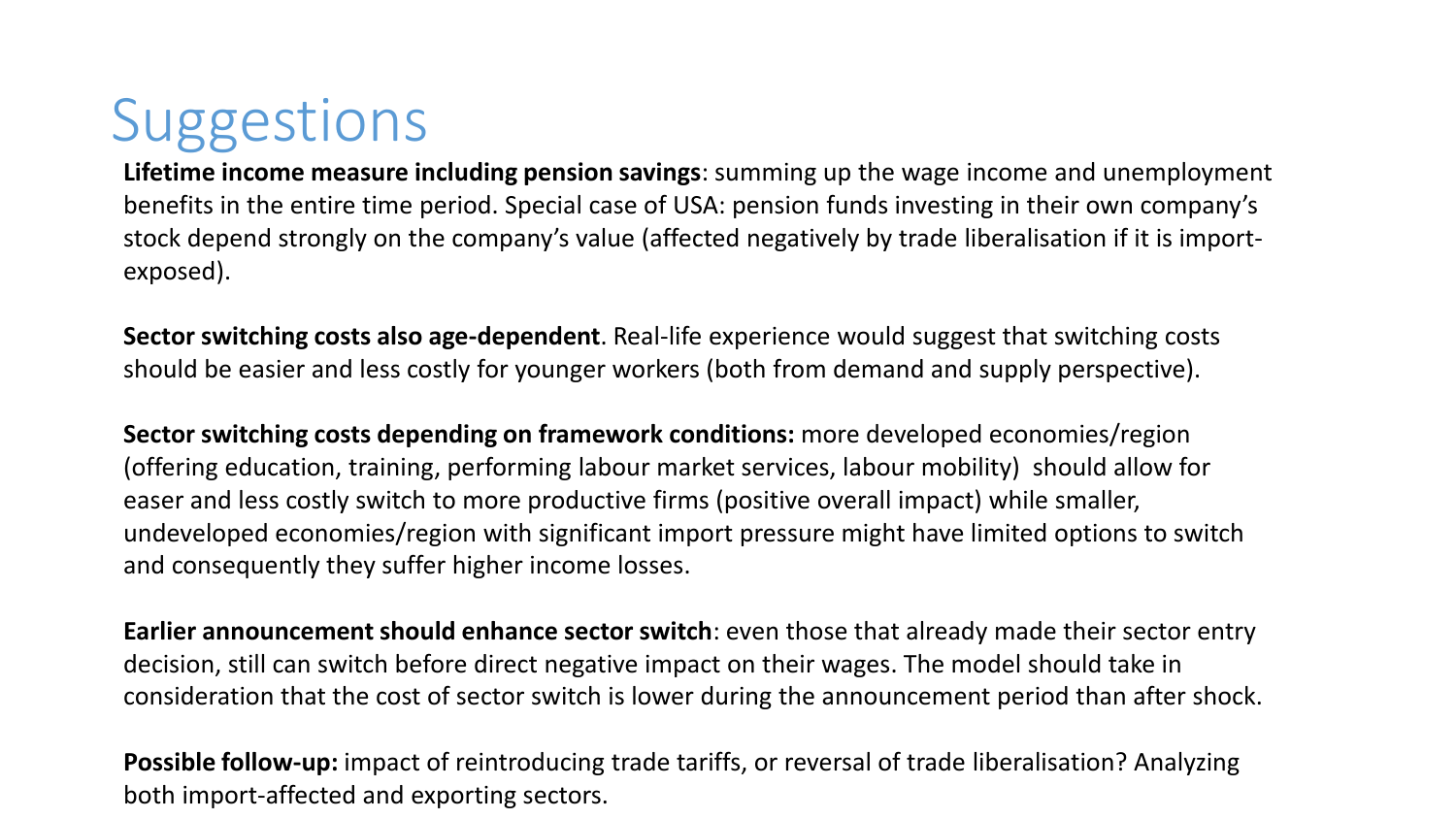# Suggestions

**Lifetime income measure including pension savings**: summing up the wage income and unemployment benefits in the entire time period. Special case of USA: pension funds investing in their own company's stock depend strongly on the company's value (affected negatively by trade liberalisation if it is import-exposed).

**Sector switching costs also age-dependent**. Real-life experience would suggest that switching costs should be easier and less costly for younger workers (both from demand and supply perspective).

**Sector switching costs depending on framework conditions:** more developed economies/region (offering education, training, performing labour market services, labour mobility) should allow for easer and less costly switch to more productive firms (positive overall impact) while smaller, undeveloped economies/region with significant import pressure might have limited options to switch and consequently they suffer higher income losses.

**Earlier announcement should enhance sector switch**: even those that already made their sector entry decision, still can switch before direct negative impact on their wages. The model should take in consideration that the cost of sector switch is lower during the announcement period than after shock.

**Possible follow-up:** impact of reintroducing trade tariffs, or reversal of trade liberalisation? Analyzing both import-affected and exporting sectors.